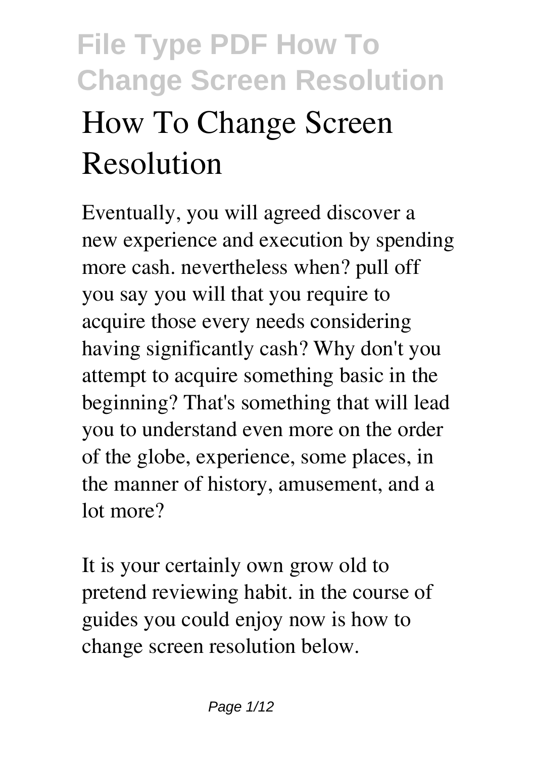# How To Change Screen Resolution

Eventually, you will agreed discover a new experience and execution by spending more cash. nevertheless when? pull off you say you will that you require to acquire those every needs considering having significantly cash? Why don't you attempt to acquire something basic in the beginning? That's something that will lead you to understand even more on the order of the globe, experience, some places, in the manner of history, amusement, and a lot more?

It is your certainly own grow old to pretend reviewing habit. in the course of guides you could enjoy now is how to change screen resolution below.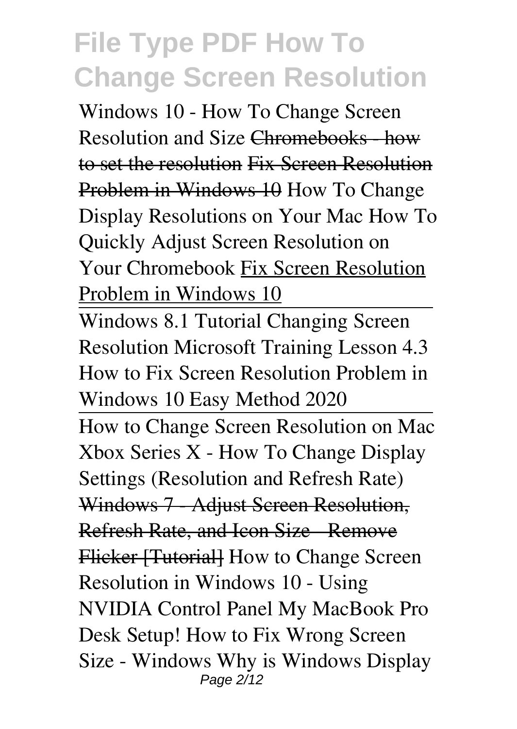Windows 10 - How To Change Screen Resolution and Size Chromebooks - how to set the resolution Fix Screen Resolution Problem in Windows 10 How To Change Display Resolutions on Your Mac How To Quickly Adjust Screen Resolution on Your Chromebook Fix Screen Resolution Problem in Windows 10

Windows 8.1 Tutorial Changing Screen Resolution Microsoft Training Lesson 4.3 How to Fix Screen Resolution Problem in Windows 10 Easy Method 2020

How to Change Screen Resolution on Mac Xbox Series X - How To Change Display Settings (Resolution and Refresh Rate) Windows 7 - Adjust Screen Resolution, Refresh Rate, and Icon Size - Remove Flicker [Tutorial] How to Change Screen Resolution in Windows 10 - Using NVIDIA Control Panel My MacBook Pro Desk Setup! How to Fix Wrong Screen Size - Windows Why is Windows Display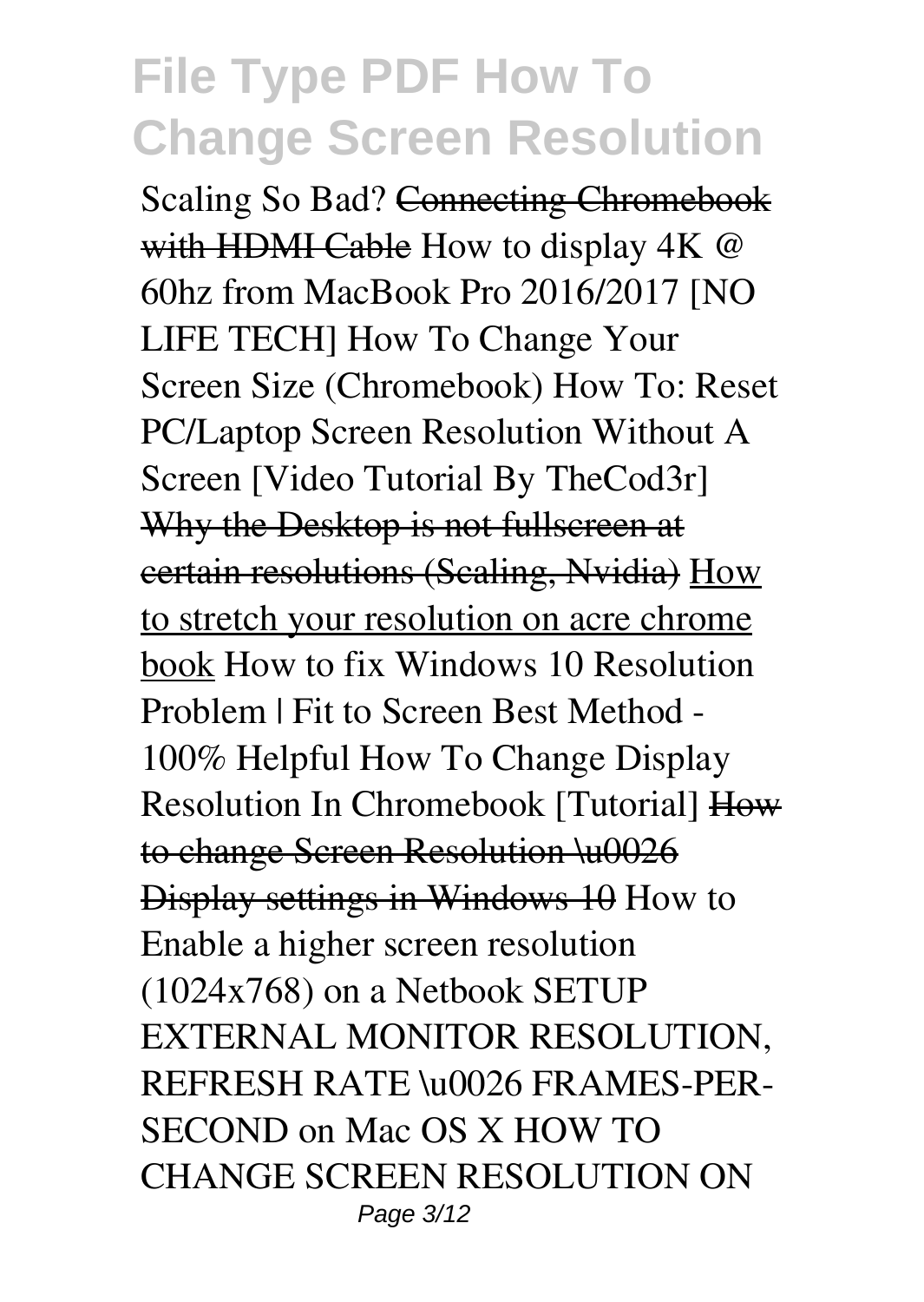Scaling So Bad? ~~Connecting Chromebook with HDMI Cable~~ How to display 4K @ 60hz from MacBook Pro 2016/2017 [NO LIFE TECH] How To Change Your Screen Size (Chromebook) How To: Reset PC/Laptop Screen Resolution Without A Screen [Video Tutorial By TheCod3r] ~~Why the Desktop is not fullscreen at certain resolutions (Scaling, Nvidia)~~ How to stretch your resolution on acre chrome book How to fix Windows 10 Resolution Problem | Fit to Screen Best Method - 100% Helpful How To Change Display Resolution In Chromebook [Tutorial] ~~How to change Screen Resolution \u0026 Display settings in Windows 10~~ How to Enable a higher screen resolution (1024x768) on a Netbook SETUP EXTERNAL MONITOR RESOLUTION, REFRESH RATE \u0026 FRAMES-PER-SECOND on Mac OS X HOW TO CHANGE SCREEN RESOLUTION ON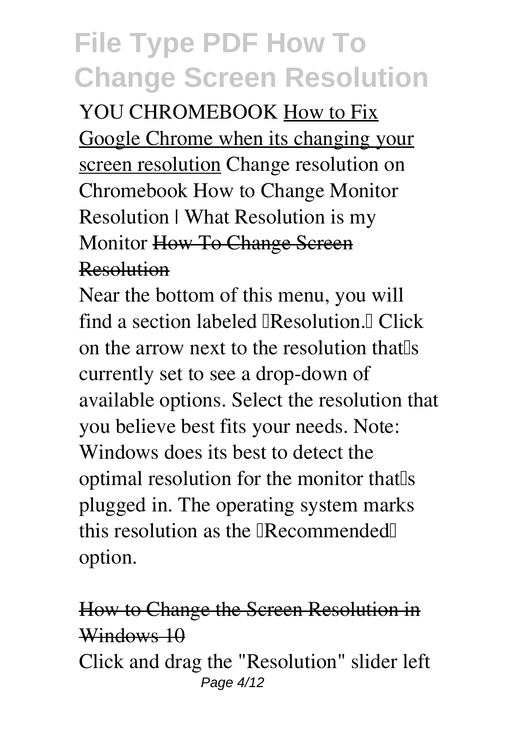YOU CHROMEBOOK How to Fix Google Chrome when its changing your screen resolution Change resolution on Chromebook How to Change Monitor Resolution | What Resolution is my Monitor ~~How To Change Screen Resolution~~

Near the bottom of this menu, you will find a section labeled "Resolution." Click on the arrow next to the resolution that's currently set to see a drop-down of available options. Select the resolution that you believe best fits your needs. Note: Windows does its best to detect the optimal resolution for the monitor that's plugged in. The operating system marks this resolution as the "Recommended" option.

~~How to Change the Screen Resolution in Windows 10~~

Click and drag the "Resolution" slider left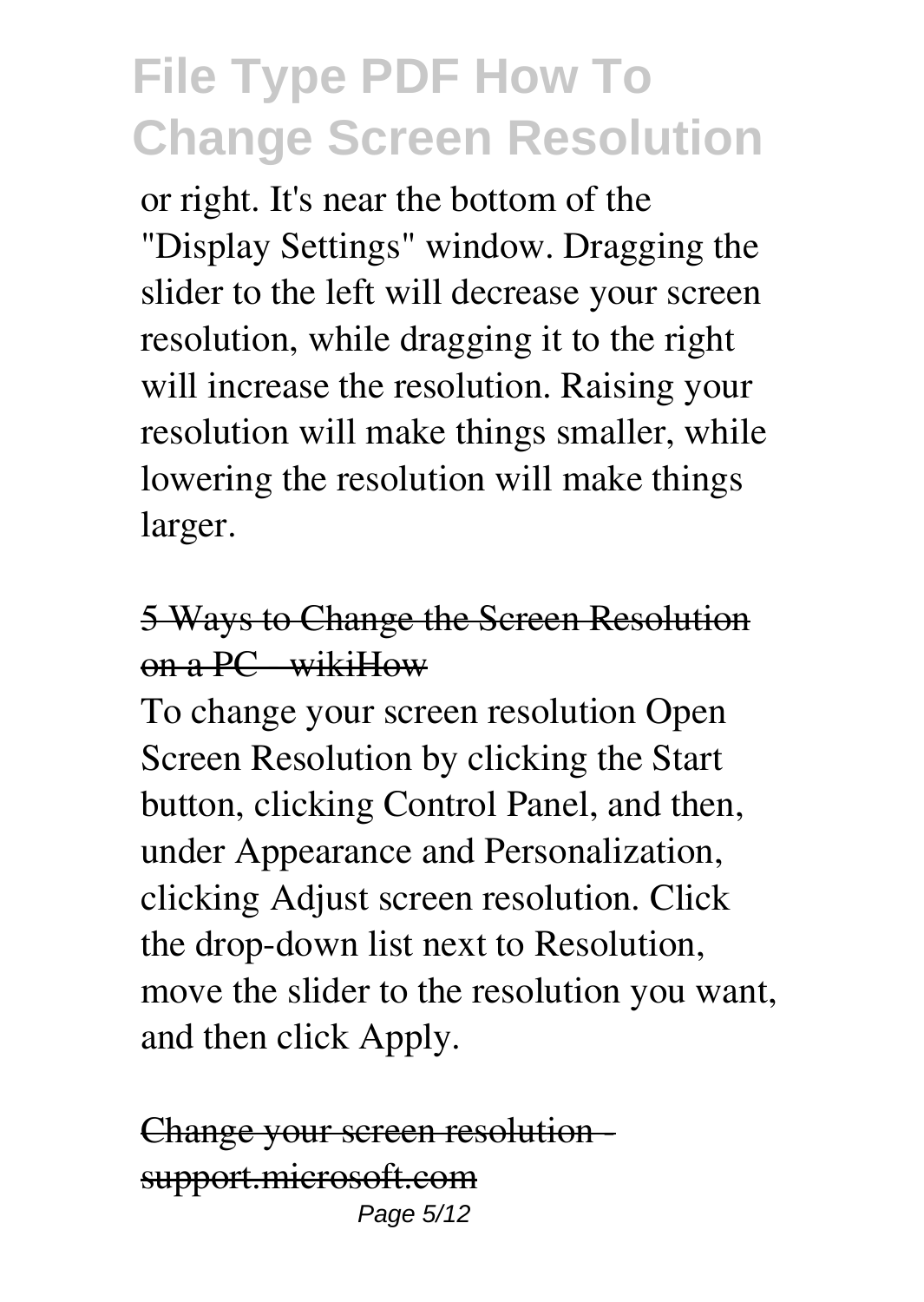or right. It's near the bottom of the "Display Settings" window. Dragging the slider to the left will decrease your screen resolution, while dragging it to the right will increase the resolution. Raising your resolution will make things smaller, while lowering the resolution will make things larger.

## 5 Ways to Change the Screen Resolution on a PC - wikiHow

To change your screen resolution Open Screen Resolution by clicking the Start button, clicking Control Panel, and then, under Appearance and Personalization, clicking Adjust screen resolution. Click the drop-down list next to Resolution, move the slider to the resolution you want, and then click Apply.

## Change your screen resolution - support.microsoft.com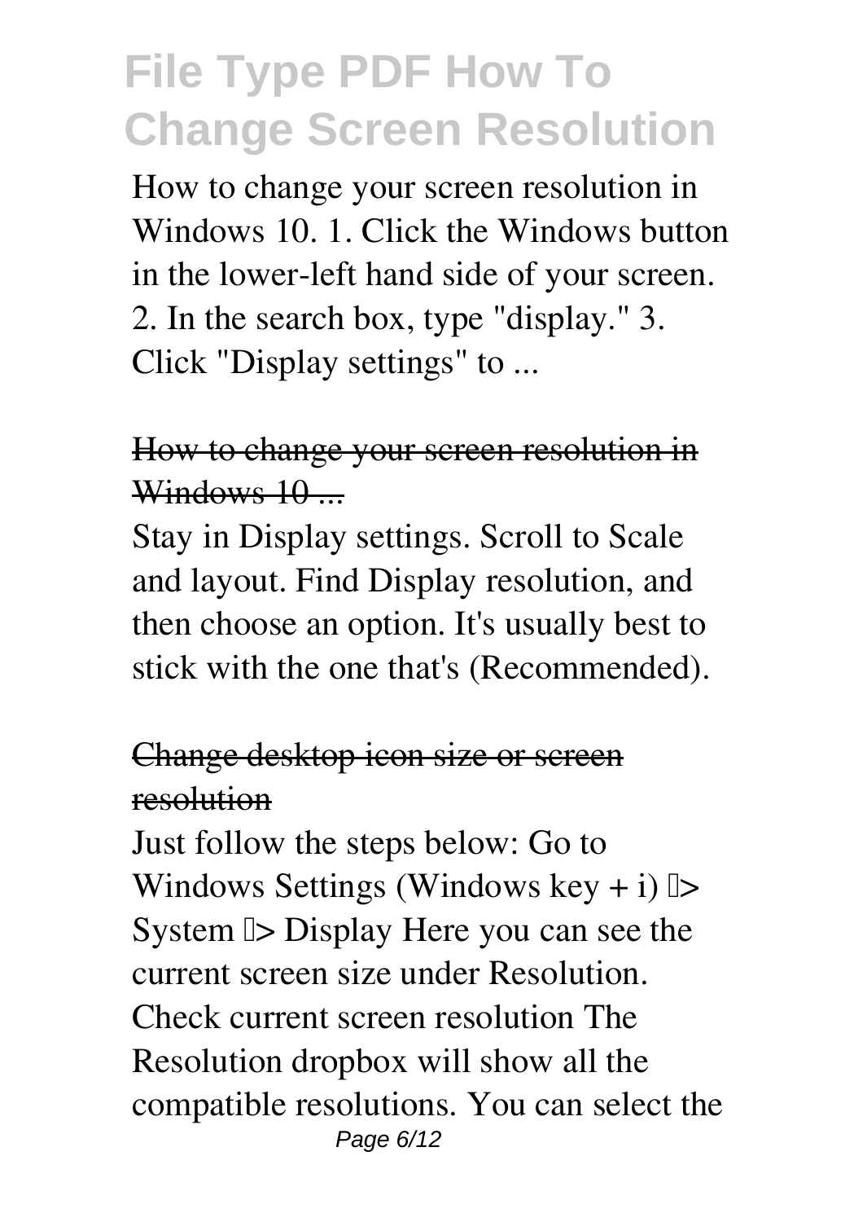How to change your screen resolution in Windows 10. 1. Click the Windows button in the lower-left hand side of your screen. 2. In the search box, type "display." 3. Click "Display settings" to ...

## How to change your screen resolution in Windows 10 ...

Stay in Display settings. Scroll to Scale and layout. Find Display resolution, and then choose an option. It's usually best to stick with the one that's (Recommended).

## Change desktop icon size or screen resolution

Just follow the steps below: Go to Windows Settings (Windows key + i) –> System –> Display Here you can see the current screen size under Resolution. Check current screen resolution The Resolution dropbox will show all the compatible resolutions. You can select the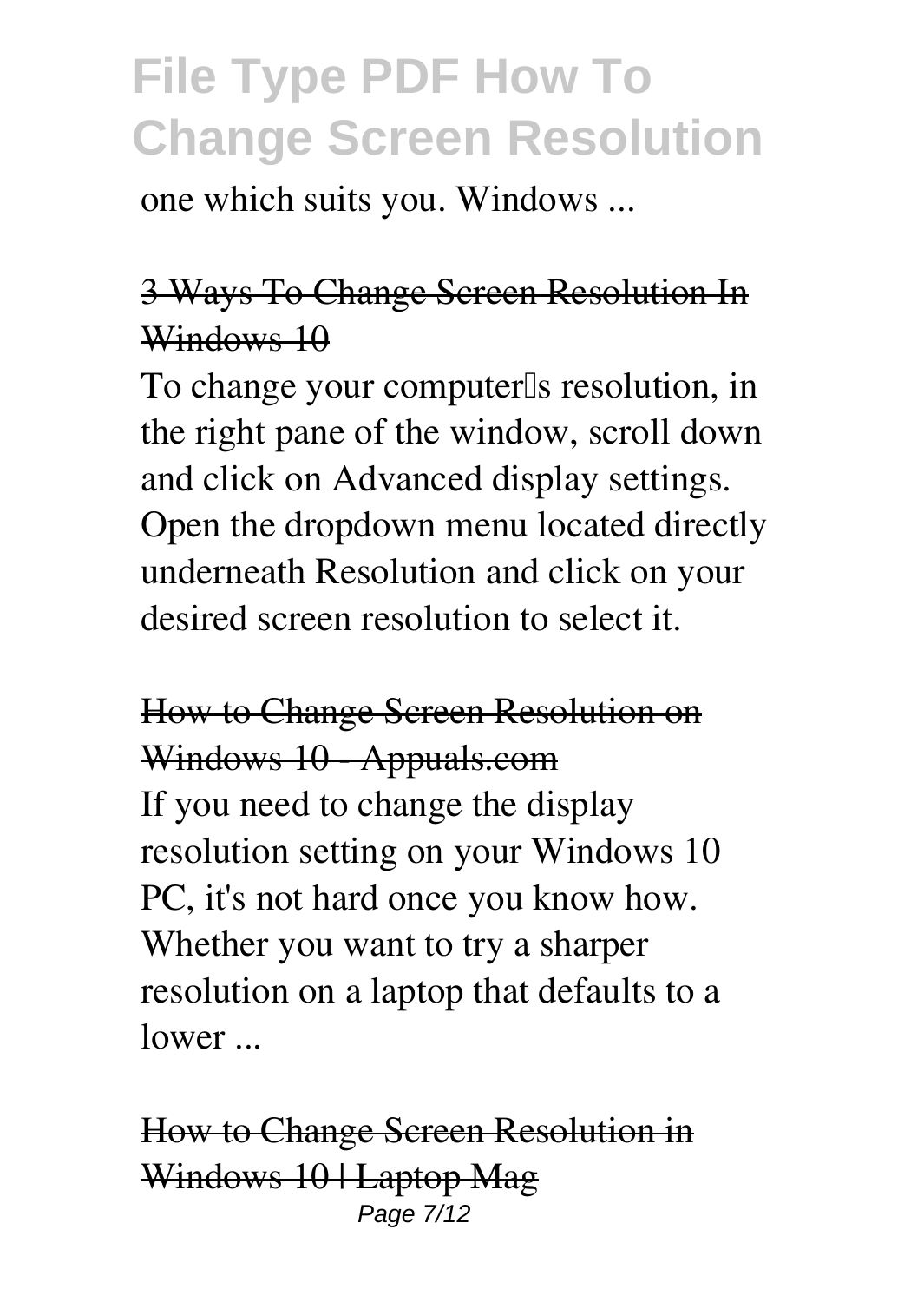one which suits you. Windows ...

### 3 Ways To Change Screen Resolution In Windows 10

To change your computer's resolution, in the right pane of the window, scroll down and click on Advanced display settings. Open the dropdown menu located directly underneath Resolution and click on your desired screen resolution to select it.

### How to Change Screen Resolution on Windows 10 - Appuals.com

If you need to change the display resolution setting on your Windows 10 PC, it's not hard once you know how. Whether you want to try a sharper resolution on a laptop that defaults to a lower ...

### How to Change Screen Resolution in Windows 10 | Laptop Mag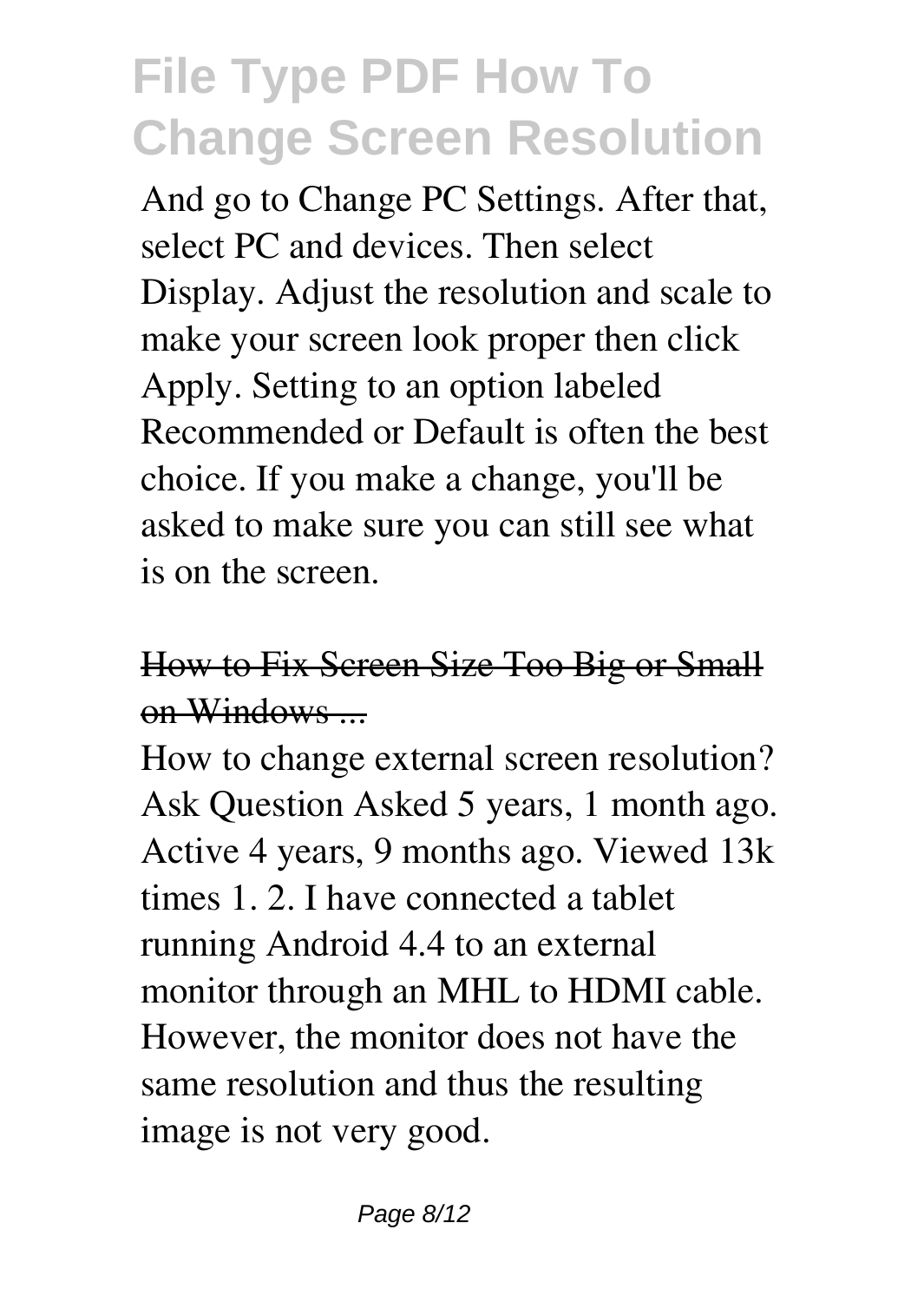And go to Change PC Settings. After that, select PC and devices. Then select Display. Adjust the resolution and scale to make your screen look proper then click Apply. Setting to an option labeled Recommended or Default is often the best choice. If you make a change, you'll be asked to make sure you can still see what is on the screen.

## How to Fix Screen Size Too Big or Small on Windows ...

How to change external screen resolution? Ask Question Asked 5 years, 1 month ago. Active 4 years, 9 months ago. Viewed 13k times 1. 2. I have connected a tablet running Android 4.4 to an external monitor through an MHL to HDMI cable. However, the monitor does not have the same resolution and thus the resulting image is not very good.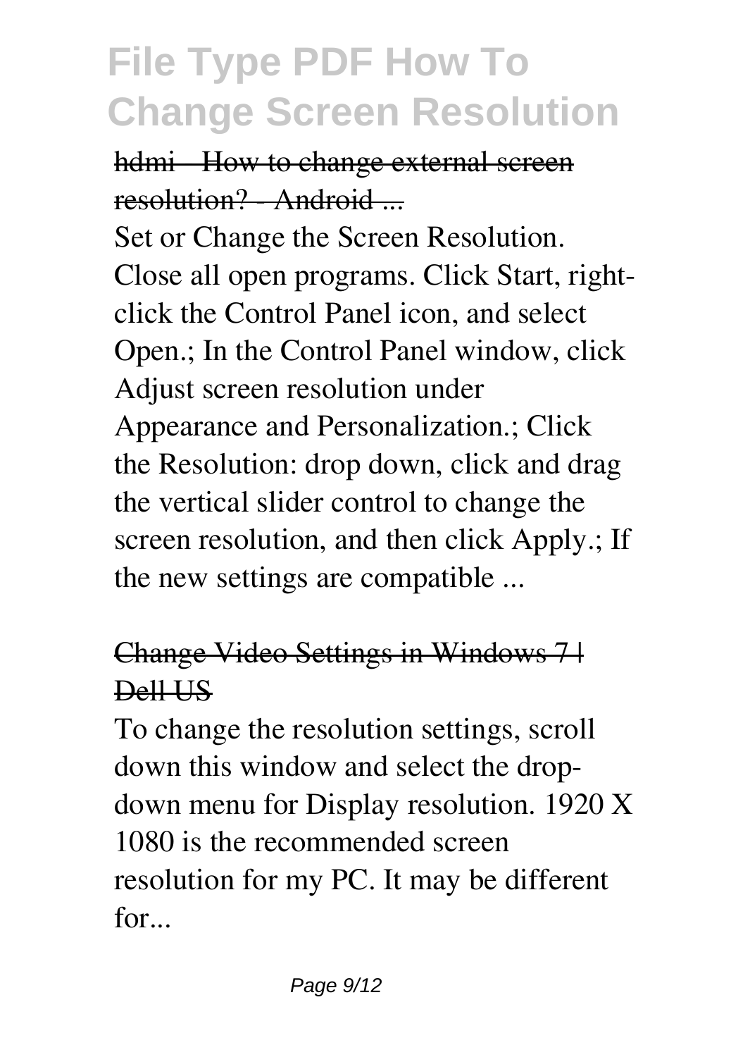hdmi - How to change external screen resolution? - Android ...

Set or Change the Screen Resolution. Close all open programs. Click Start, right-click the Control Panel icon, and select Open.; In the Control Panel window, click Adjust screen resolution under Appearance and Personalization.; Click the Resolution: drop down, click and drag the vertical slider control to change the screen resolution, and then click Apply.; If the new settings are compatible ...

## Change Video Settings in Windows 7 | Dell US

To change the resolution settings, scroll down this window and select the drop-down menu for Display resolution. 1920 X 1080 is the recommended screen resolution for my PC. It may be different for...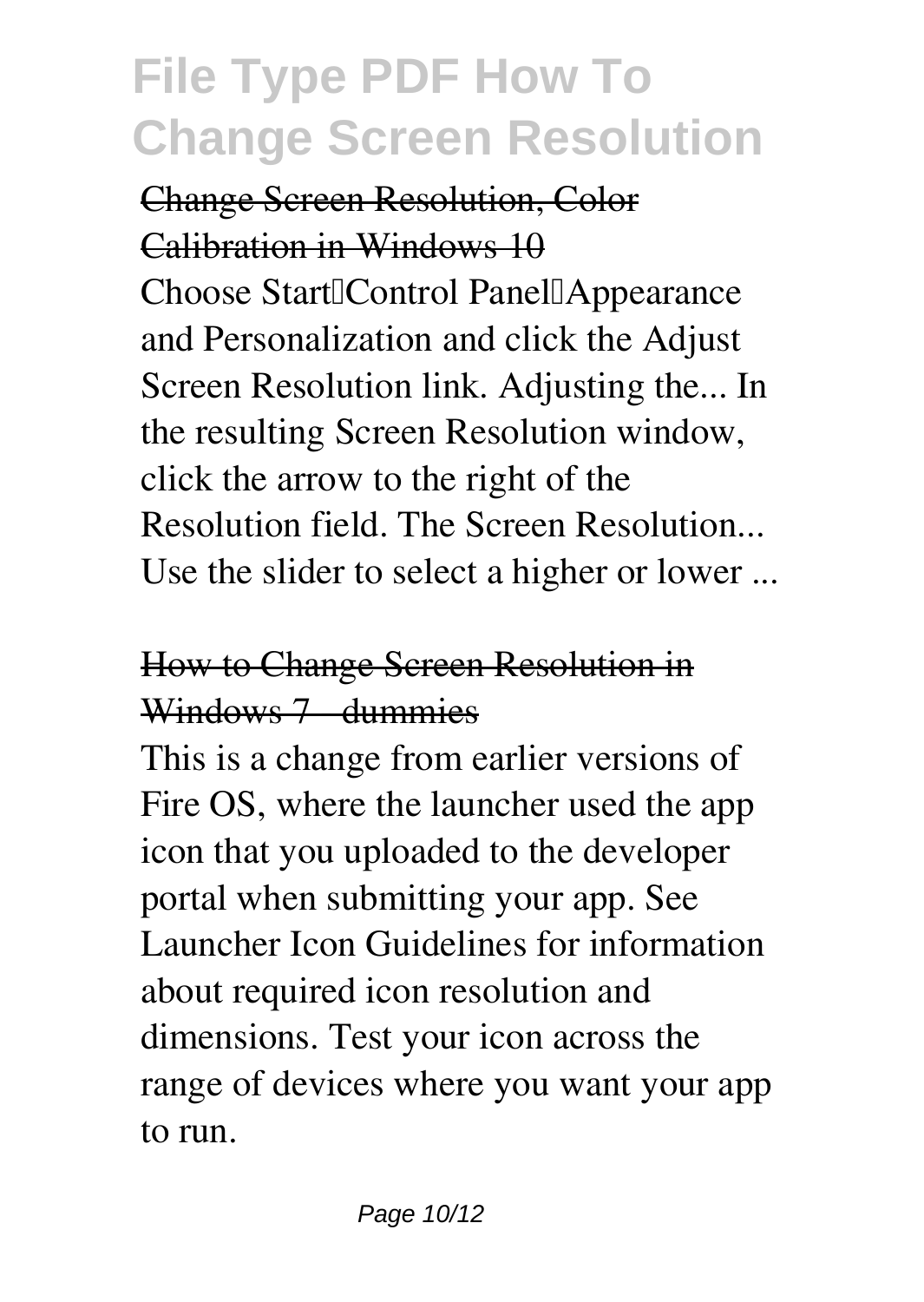Change Screen Resolution, Color Calibration in Windows 10

Choose Start Control Panel Appearance and Personalization and click the Adjust Screen Resolution link. Adjusting the... In the resulting Screen Resolution window, click the arrow to the right of the Resolution field. The Screen Resolution... Use the slider to select a higher or lower ...

How to Change Screen Resolution in Windows 7 - dummies

This is a change from earlier versions of Fire OS, where the launcher used the app icon that you uploaded to the developer portal when submitting your app. See Launcher Icon Guidelines for information about required icon resolution and dimensions. Test your icon across the range of devices where you want your app to run.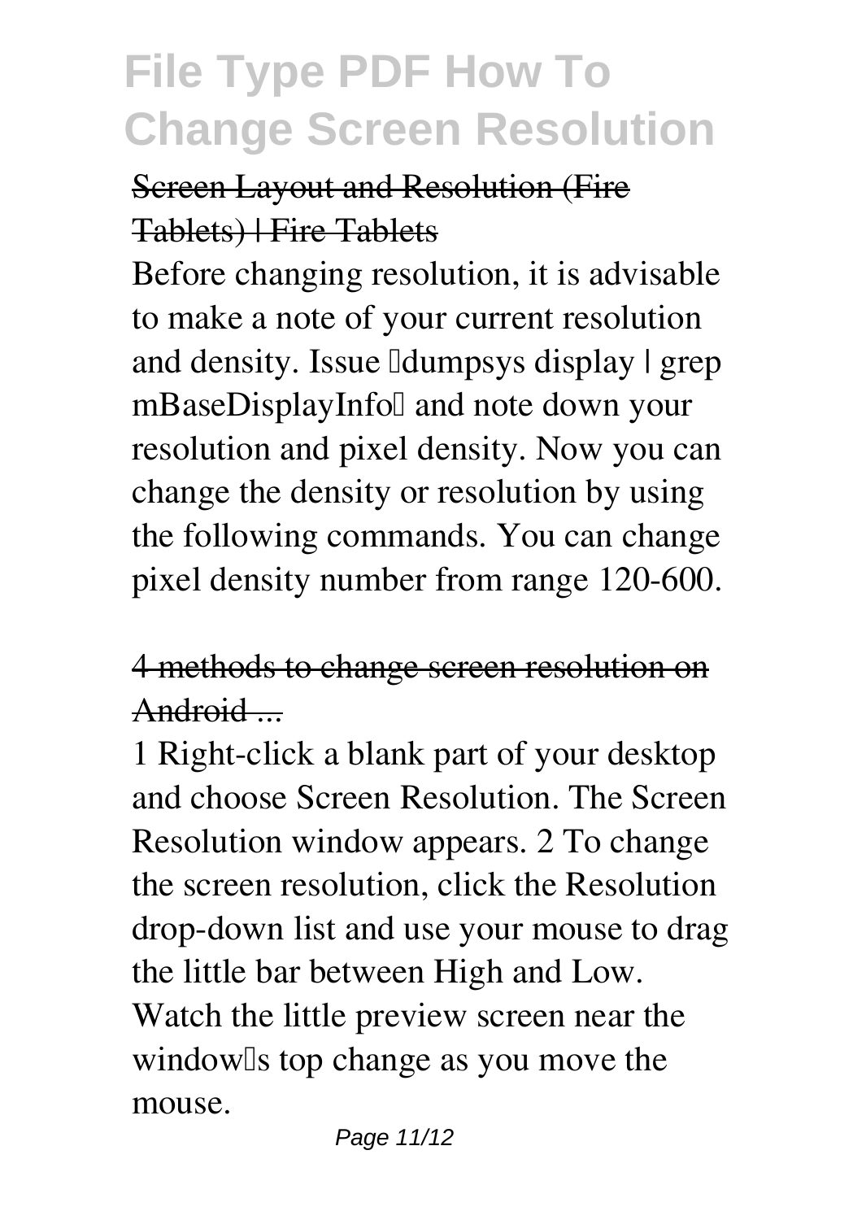Screen Layout and Resolution (Fire Tablets) | Fire Tablets

Before changing resolution, it is advisable to make a note of your current resolution and density. Issue "dumpsys display | grep mBaseDisplayInfo" and note down your resolution and pixel density. Now you can change the density or resolution by using the following commands. You can change pixel density number from range 120-600.

4 methods to change screen resolution on Android ...

1 Right-click a blank part of your desktop and choose Screen Resolution. The Screen Resolution window appears. 2 To change the screen resolution, click the Resolution drop-down list and use your mouse to drag the little bar between High and Low. Watch the little preview screen near the window's top change as you move the mouse.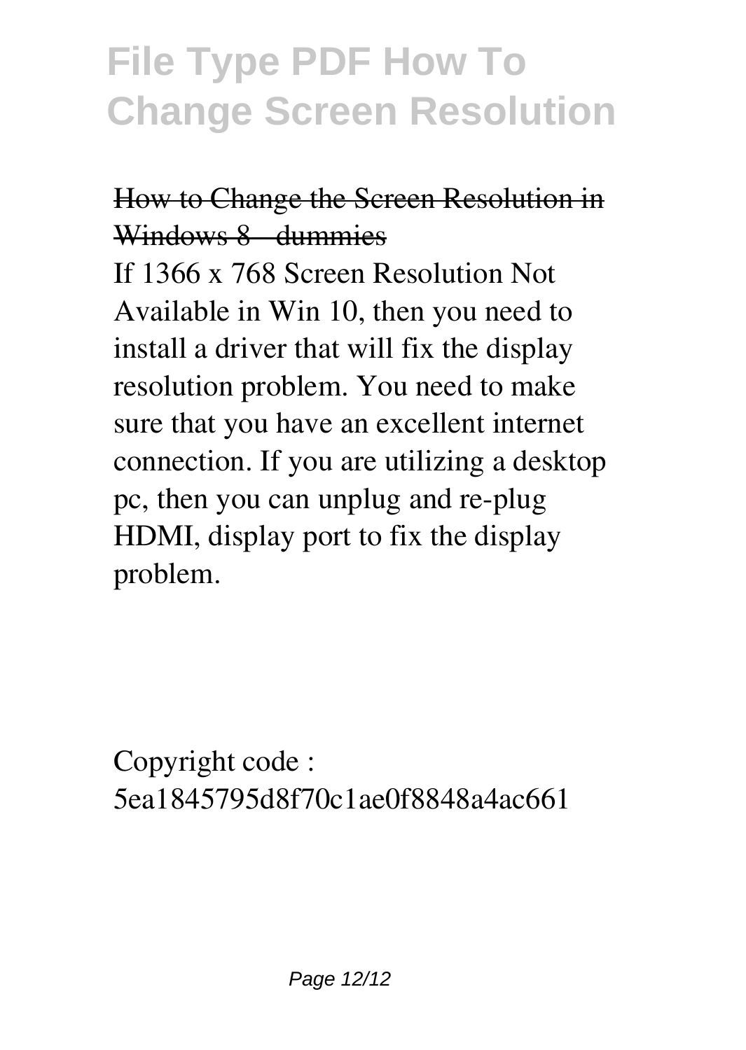How to Change the Screen Resolution in Windows 8 - dummies

If 1366 x 768 Screen Resolution Not Available in Win 10, then you need to install a driver that will fix the display resolution problem. You need to make sure that you have an excellent internet connection. If you are utilizing a desktop pc, then you can unplug and re-plug HDMI, display port to fix the display problem.

Copyright code : 5ea1845795d8f70c1ae0f8848a4ac661